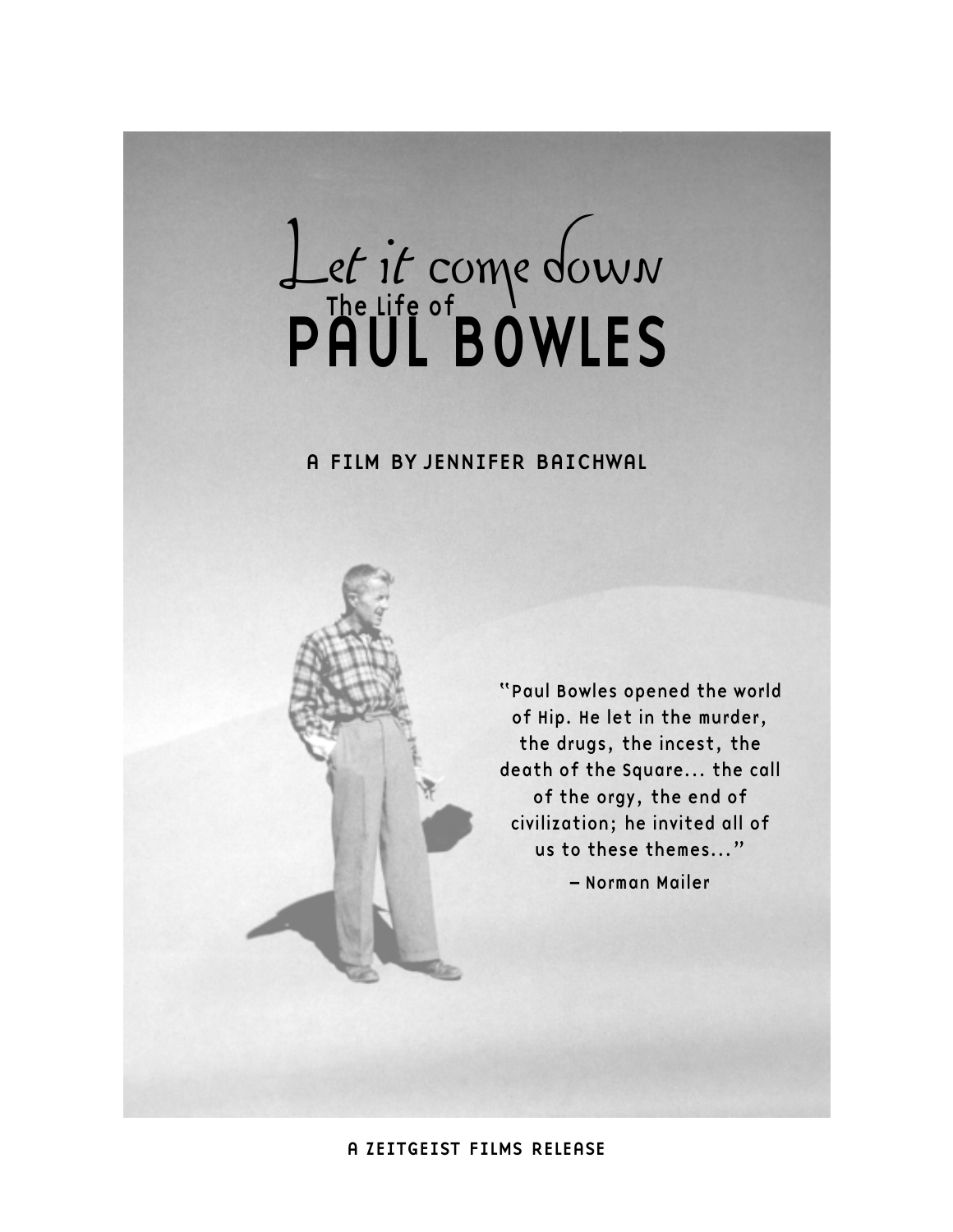# Let it come down

## The Life of PAUL BOWLES

A FILM BY JENNIFER BAICHWAL

"Paul Bowles opened the world of Hip. He let in the murder, the drugs, the incest, the death of the Square... the call of the orgy, the end of civilization; he invited all of us to these themes..."

– Norman Mailer

A ZEITGEIST FILMS RELEASE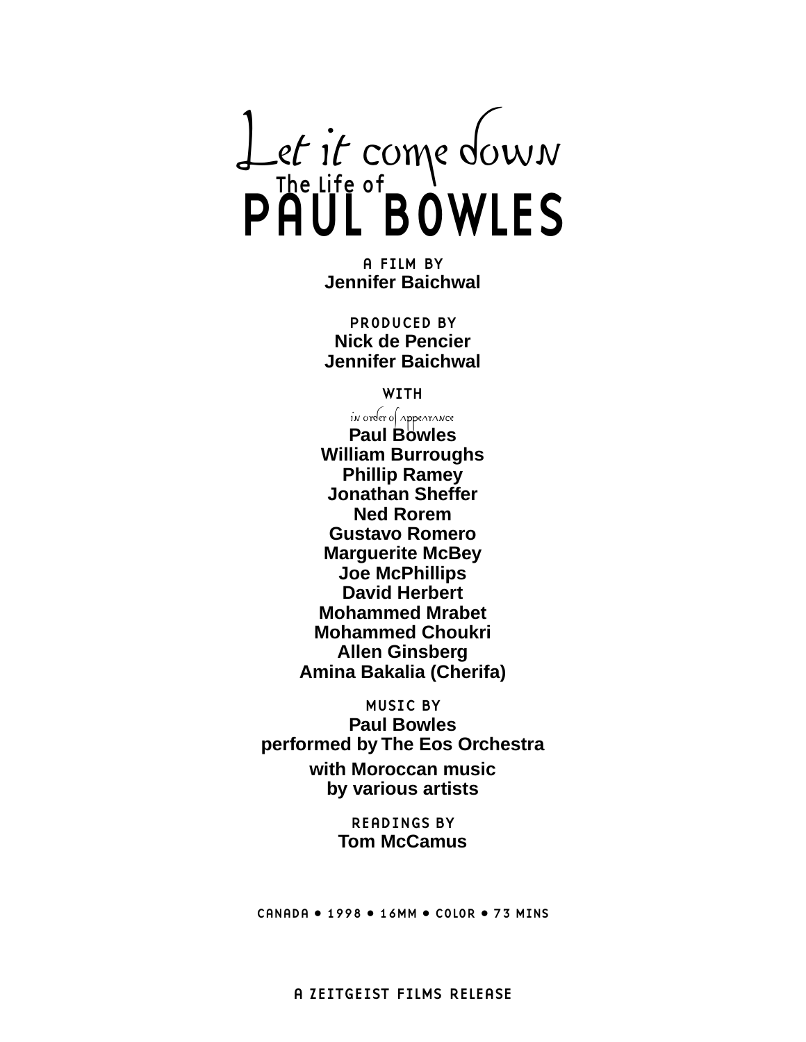# Let it come down

## The Life of PAUL BOWLES

A FILM BY
**Jennifer Baichwal**

PRODUCED BY
**Nick de Pencier**
**Jennifer Baichwal**

WITH
*in order of appearance*
**Paul Bowles**
**William Burroughs**
**Phillip Ramey**
**Jonathan Sheffer**
**Ned Rorem**
**Gustavo Romero**
**Marguerite McBey**
**Joe McPhillips**
**David Herbert**
**Mohammed Mrabet**
**Mohammed Choukri**
**Allen Ginsberg**
**Amina Bakalia (Cherifa)**

MUSIC BY
**Paul Bowles**
**performed by The Eos Orchestra**
**with Moroccan music**
**by various artists**

READINGS BY
**Tom McCamus**

CANADA • 1998 • 16MM • COLOR • 73 MINS

A ZEITGEIST FILMS RELEASE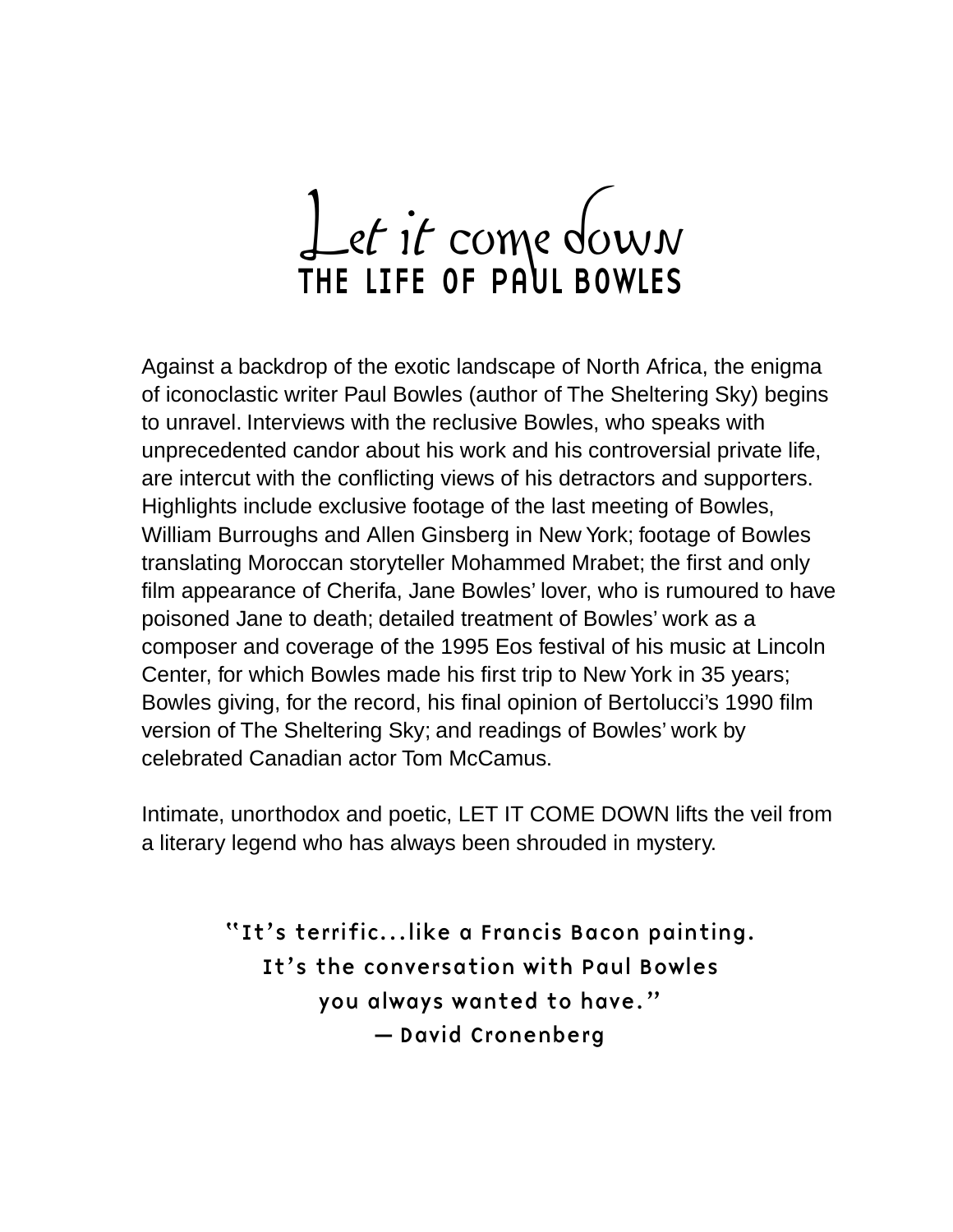# Let it come down

## THE LIFE OF PAUL BOWLES

Against a backdrop of the exotic landscape of North Africa, the enigma of iconoclastic writer Paul Bowles (author of The Sheltering Sky) begins to unravel. Interviews with the reclusive Bowles, who speaks with unprecedented candor about his work and his controversial private life, are intercut with the conflicting views of his detractors and supporters. Highlights include exclusive footage of the last meeting of Bowles, William Burroughs and Allen Ginsberg in New York; footage of Bowles translating Moroccan storyteller Mohammed Mrabet; the first and only film appearance of Cherifa, Jane Bowles' lover, who is rumoured to have poisoned Jane to death; detailed treatment of Bowles' work as a composer and coverage of the 1995 Eos festival of his music at Lincoln Center, for which Bowles made his first trip to New York in 35 years; Bowles giving, for the record, his final opinion of Bertolucci's 1990 film version of The Sheltering Sky; and readings of Bowles' work by celebrated Canadian actor Tom McCamus.

Intimate, unorthodox and poetic, LET IT COME DOWN lifts the veil from a literary legend who has always been shrouded in mystery.

"It's terrific...like a Francis Bacon painting.
It's the conversation with Paul Bowles
you always wanted to have."
— David Cronenberg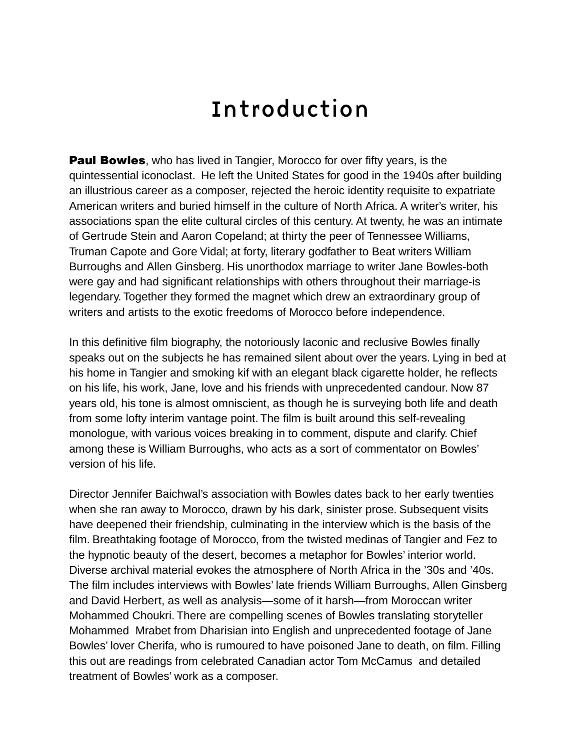# Introduction

**Paul Bowles**, who has lived in Tangier, Morocco for over fifty years, is the quintessential iconoclast. He left the United States for good in the 1940s after building an illustrious career as a composer, rejected the heroic identity requisite to expatriate American writers and buried himself in the culture of North Africa. A writer's writer, his associations span the elite cultural circles of this century. At twenty, he was an intimate of Gertrude Stein and Aaron Copeland; at thirty the peer of Tennessee Williams, Truman Capote and Gore Vidal; at forty, literary godfather to Beat writers William Burroughs and Allen Ginsberg. His unorthodox marriage to writer Jane Bowles-both were gay and had significant relationships with others throughout their marriage-is legendary. Together they formed the magnet which drew an extraordinary group of writers and artists to the exotic freedoms of Morocco before independence.

In this definitive film biography, the notoriously laconic and reclusive Bowles finally speaks out on the subjects he has remained silent about over the years. Lying in bed at his home in Tangier and smoking kif with an elegant black cigarette holder, he reflects on his life, his work, Jane, love and his friends with unprecedented candour. Now 87 years old, his tone is almost omniscient, as though he is surveying both life and death from some lofty interim vantage point. The film is built around this self-revealing monologue, with various voices breaking in to comment, dispute and clarify. Chief among these is William Burroughs, who acts as a sort of commentator on Bowles' version of his life.

Director Jennifer Baichwal's association with Bowles dates back to her early twenties when she ran away to Morocco, drawn by his dark, sinister prose. Subsequent visits have deepened their friendship, culminating in the interview which is the basis of the film. Breathtaking footage of Morocco, from the twisted medinas of Tangier and Fez to the hypnotic beauty of the desert, becomes a metaphor for Bowles' interior world. Diverse archival material evokes the atmosphere of North Africa in the '30s and '40s. The film includes interviews with Bowles' late friends William Burroughs, Allen Ginsberg and David Herbert, as well as analysis—some of it harsh—from Moroccan writer Mohammed Choukri. There are compelling scenes of Bowles translating storyteller Mohammed Mrabet from Dharisian into English and unprecedented footage of Jane Bowles' lover Cherifa, who is rumoured to have poisoned Jane to death, on film. Filling this out are readings from celebrated Canadian actor Tom McCamus and detailed treatment of Bowles' work as a composer.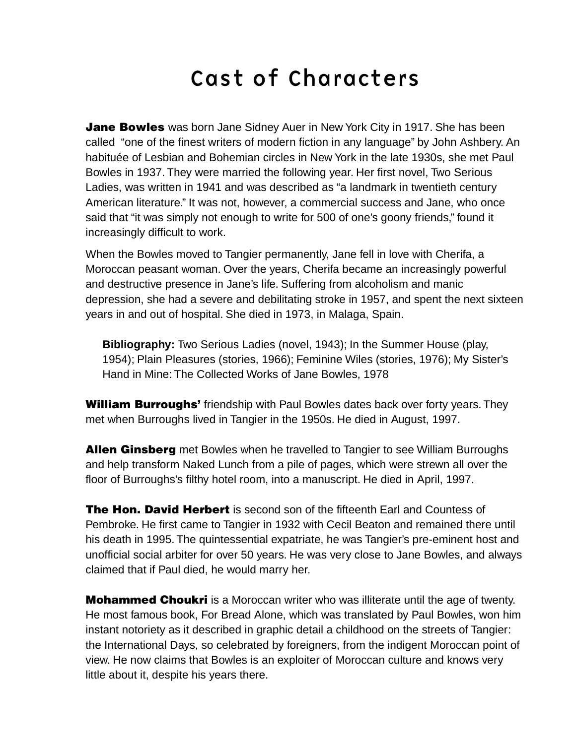# Cast of Characters

**Jane Bowles** was born Jane Sidney Auer in New York City in 1917. She has been called "one of the finest writers of modern fiction in any language" by John Ashbery. An habituée of Lesbian and Bohemian circles in New York in the late 1930s, she met Paul Bowles in 1937. They were married the following year. Her first novel, Two Serious Ladies, was written in 1941 and was described as "a landmark in twentieth century American literature." It was not, however, a commercial success and Jane, who once said that "it was simply not enough to write for 500 of one's goony friends," found it increasingly difficult to work.

When the Bowles moved to Tangier permanently, Jane fell in love with Cherifa, a Moroccan peasant woman. Over the years, Cherifa became an increasingly powerful and destructive presence in Jane's life. Suffering from alcoholism and manic depression, she had a severe and debilitating stroke in 1957, and spent the next sixteen years in and out of hospital. She died in 1973, in Malaga, Spain.

> **Bibliography:** Two Serious Ladies (novel, 1943); In the Summer House (play, 1954); Plain Pleasures (stories, 1966); Feminine Wiles (stories, 1976); My Sister's Hand in Mine: The Collected Works of Jane Bowles, 1978

**William Burroughs'** friendship with Paul Bowles dates back over forty years. They met when Burroughs lived in Tangier in the 1950s. He died in August, 1997.

**Allen Ginsberg** met Bowles when he travelled to Tangier to see William Burroughs and help transform Naked Lunch from a pile of pages, which were strewn all over the floor of Burroughs's filthy hotel room, into a manuscript. He died in April, 1997.

**The Hon. David Herbert** is second son of the fifteenth Earl and Countess of Pembroke. He first came to Tangier in 1932 with Cecil Beaton and remained there until his death in 1995. The quintessential expatriate, he was Tangier's pre-eminent host and unofficial social arbiter for over 50 years. He was very close to Jane Bowles, and always claimed that if Paul died, he would marry her.

**Mohammed Choukri** is a Moroccan writer who was illiterate until the age of twenty. He most famous book, For Bread Alone, which was translated by Paul Bowles, won him instant notoriety as it described in graphic detail a childhood on the streets of Tangier: the International Days, so celebrated by foreigners, from the indigent Moroccan point of view. He now claims that Bowles is an exploiter of Moroccan culture and knows very little about it, despite his years there.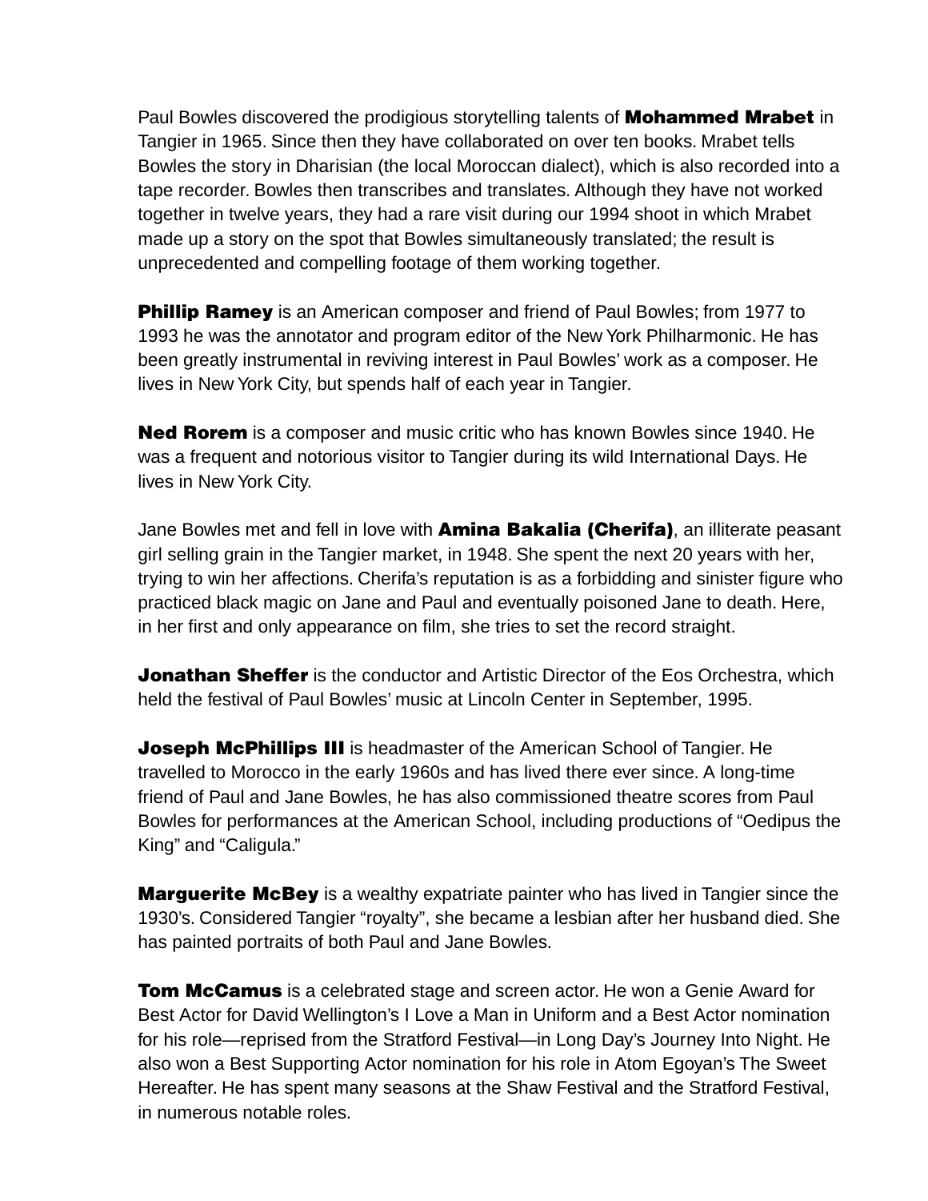Paul Bowles discovered the prodigious storytelling talents of **Mohammed Mrabet** in Tangier in 1965. Since then they have collaborated on over ten books. Mrabet tells Bowles the story in Dharisian (the local Moroccan dialect), which is also recorded into a tape recorder. Bowles then transcribes and translates. Although they have not worked together in twelve years, they had a rare visit during our 1994 shoot in which Mrabet made up a story on the spot that Bowles simultaneously translated; the result is unprecedented and compelling footage of them working together.

**Phillip Ramey** is an American composer and friend of Paul Bowles; from 1977 to 1993 he was the annotator and program editor of the New York Philharmonic. He has been greatly instrumental in reviving interest in Paul Bowles' work as a composer. He lives in New York City, but spends half of each year in Tangier.

**Ned Rorem** is a composer and music critic who has known Bowles since 1940. He was a frequent and notorious visitor to Tangier during its wild International Days. He lives in New York City.

Jane Bowles met and fell in love with **Amina Bakalia (Cherifa)**, an illiterate peasant girl selling grain in the Tangier market, in 1948. She spent the next 20 years with her, trying to win her affections. Cherifa's reputation is as a forbidding and sinister figure who practiced black magic on Jane and Paul and eventually poisoned Jane to death. Here, in her first and only appearance on film, she tries to set the record straight.

**Jonathan Sheffer** is the conductor and Artistic Director of the Eos Orchestra, which held the festival of Paul Bowles' music at Lincoln Center in September, 1995.

**Joseph McPhillips III** is headmaster of the American School of Tangier. He travelled to Morocco in the early 1960s and has lived there ever since. A long-time friend of Paul and Jane Bowles, he has also commissioned theatre scores from Paul Bowles for performances at the American School, including productions of "Oedipus the King" and "Caligula."

**Marguerite McBey** is a wealthy expatriate painter who has lived in Tangier since the 1930's. Considered Tangier "royalty", she became a lesbian after her husband died. She has painted portraits of both Paul and Jane Bowles.

**Tom McCamus** is a celebrated stage and screen actor. He won a Genie Award for Best Actor for David Wellington's I Love a Man in Uniform and a Best Actor nomination for his role—reprised from the Stratford Festival—in Long Day's Journey Into Night. He also won a Best Supporting Actor nomination for his role in Atom Egoyan's The Sweet Hereafter. He has spent many seasons at the Shaw Festival and the Stratford Festival, in numerous notable roles.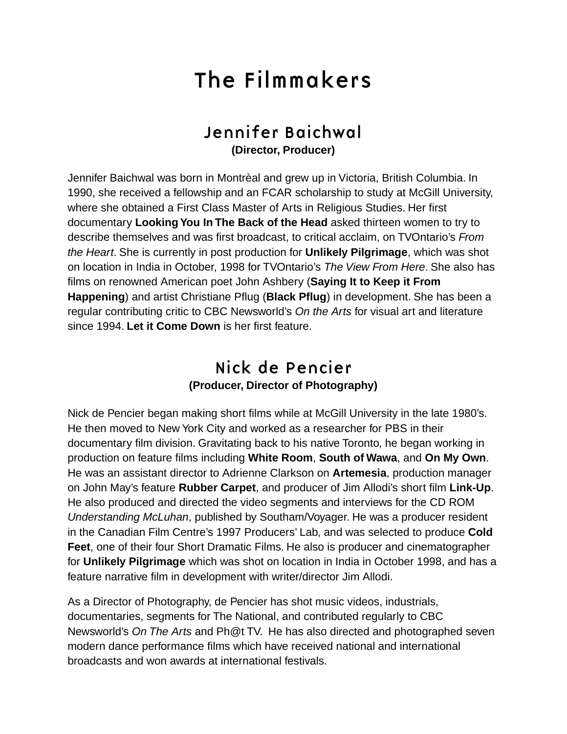# The Filmmakers

## Jennifer Baichwal

**(Director, Producer)**

Jennifer Baichwal was born in Montrèal and grew up in Victoria, British Columbia. In 1990, she received a fellowship and an FCAR scholarship to study at McGill University, where she obtained a First Class Master of Arts in Religious Studies. Her first documentary **Looking You In The Back of the Head** asked thirteen women to try to describe themselves and was first broadcast, to critical acclaim, on TVOntario's *From the Heart*. She is currently in post production for **Unlikely Pilgrimage**, which was shot on location in India in October, 1998 for TVOntario's *The View From Here*. She also has films on renowned American poet John Ashbery (**Saying It to Keep it From Happening**) and artist Christiane Pflug (**Black Pflug**) in development. She has been a regular contributing critic to CBC Newsworld's *On the Arts* for visual art and literature since 1994. **Let it Come Down** is her first feature.

## Nick de Pencier

**(Producer, Director of Photography)**

Nick de Pencier began making short films while at McGill University in the late 1980's. He then moved to New York City and worked as a researcher for PBS in their documentary film division. Gravitating back to his native Toronto, he began working in production on feature films including **White Room**, **South of Wawa**, and **On My Own**. He was an assistant director to Adrienne Clarkson on **Artemesia**, production manager on John May's feature **Rubber Carpet**, and producer of Jim Allodi's short film **Link-Up**. He also produced and directed the video segments and interviews for the CD ROM *Understanding McLuhan*, published by Southam/Voyager. He was a producer resident in the Canadian Film Centre's 1997 Producers' Lab, and was selected to produce **Cold Feet**, one of their four Short Dramatic Films. He also is producer and cinematographer for **Unlikely Pilgrimage** which was shot on location in India in October 1998, and has a feature narrative film in development with writer/director Jim Allodi.

As a Director of Photography, de Pencier has shot music videos, industrials, documentaries, segments for The National, and contributed regularly to CBC Newsworld's *On The Arts* and Ph@t TV. He has also directed and photographed seven modern dance performance films which have received national and international broadcasts and won awards at international festivals.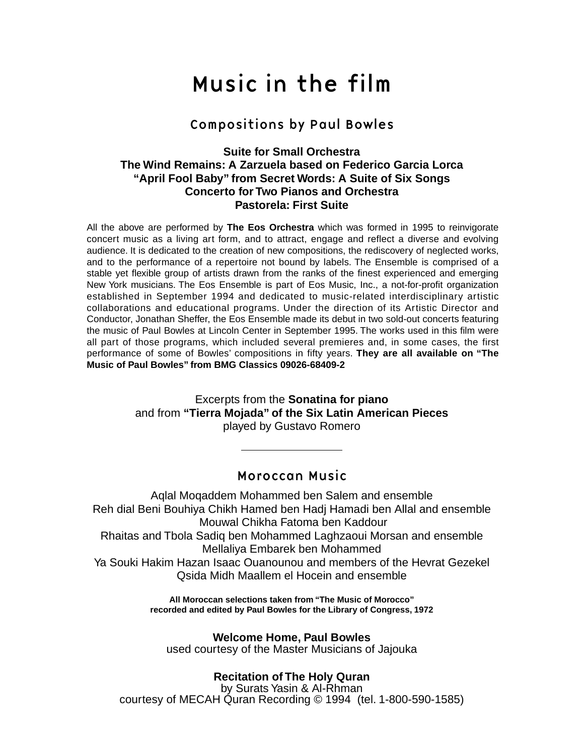# Music in the film

## Compositions by Paul Bowles

**Suite for Small Orchestra**
**The Wind Remains: A Zarzuela based on Federico Garcia Lorca**
**“April Fool Baby” from Secret Words: A Suite of Six Songs**
**Concerto for Two Pianos and Orchestra**
**Pastorela: First Suite**

All the above are performed by **The Eos Orchestra** which was formed in 1995 to reinvigorate concert music as a living art form, and to attract, engage and reflect a diverse and evolving audience. It is dedicated to the creation of new compositions, the rediscovery of neglected works, and to the performance of a repertoire not bound by labels. The Ensemble is comprised of a stable yet flexible group of artists drawn from the ranks of the finest experienced and emerging New York musicians. The Eos Ensemble is part of Eos Music, Inc., a not-for-profit organization established in September 1994 and dedicated to music-related interdisciplinary artistic collaborations and educational programs. Under the direction of its Artistic Director and Conductor, Jonathan Sheffer, the Eos Ensemble made its debut in two sold-out concerts featuring the music of Paul Bowles at Lincoln Center in September 1995. The works used in this film were all part of those programs, which included several premieres and, in some cases, the first performance of some of Bowles' compositions in fifty years. **They are all available on “The Music of Paul Bowles” from BMG Classics 09026-68409-2**

Excerpts from the **Sonatina for piano**
and from **“Tierra Mojada” of the Six Latin American Pieces**
played by Gustavo Romero

---

## Moroccan Music

Aqlal Moqaddem Mohammed ben Salem and ensemble
Reh dial Beni Bouhiya Chikh Hamed ben Hadj Hamadi ben Allal and ensemble
Mouwal Chikha Fatoma ben Kaddour
Rhaitas and Tbola Sadiq ben Mohammed Laghzaoui Morsan and ensemble
Mellaliya Embarek ben Mohammed
Ya Souki Hakim Hazan Isaac Ouanounou and members of the Hevrat Gezekel
Qsida Midh Maallem el Hocein and ensemble

**All Moroccan selections taken from “The Music of Morocco”**
**recorded and edited by Paul Bowles for the Library of Congress, 1972**

**Welcome Home, Paul Bowles**
used courtesy of the Master Musicians of Jajouka

**Recitation of The Holy Quran**
by Surats Yasin & Al-Rhman
courtesy of MECAH Quran Recording © 1994 (tel. 1-800-590-1585)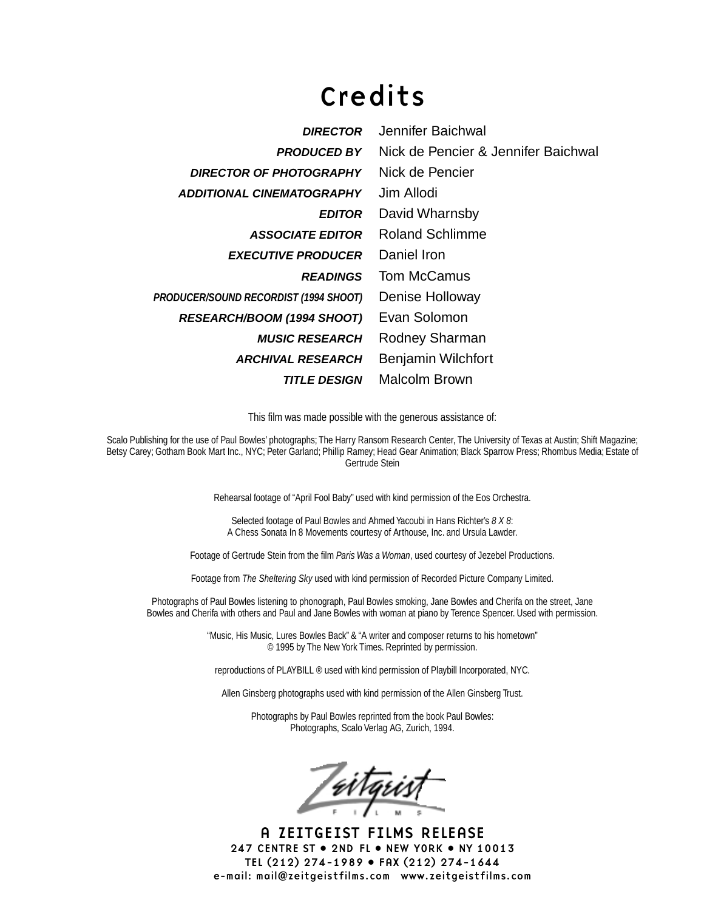# Credits

| | |
|---|---|
| ***DIRECTOR*** | Jennifer Baichwal |
| ***PRODUCED BY*** | Nick de Pencier & Jennifer Baichwal |
| ***DIRECTOR OF PHOTOGRAPHY*** | Nick de Pencier |
| ***ADDITIONAL CINEMATOGRAPHY*** | Jim Allodi |
| ***EDITOR*** | David Wharnsby |
| ***ASSOCIATE EDITOR*** | Roland Schlimme |
| ***EXECUTIVE PRODUCER*** | Daniel Iron |
| ***READINGS*** | Tom McCamus |
| ***PRODUCER/SOUND RECORDIST (1994 SHOOT)*** | Denise Holloway |
| ***RESEARCH/BOOM (1994 SHOOT)*** | Evan Solomon |
| ***MUSIC RESEARCH*** | Rodney Sharman |
| ***ARCHIVAL RESEARCH*** | Benjamin Wilchfort |
| ***TITLE DESIGN*** | Malcolm Brown |

This film was made possible with the generous assistance of:

Scalo Publishing for the use of Paul Bowles' photographs; The Harry Ransom Research Center, The University of Texas at Austin; Shift Magazine; Betsy Carey; Gotham Book Mart Inc., NYC; Peter Garland; Phillip Ramey; Head Gear Animation; Black Sparrow Press; Rhombus Media; Estate of Gertrude Stein

Rehearsal footage of "April Fool Baby" used with kind permission of the Eos Orchestra.

Selected footage of Paul Bowles and Ahmed Yacoubi in Hans Richter's *8 X 8*:
A Chess Sonata In 8 Movements courtesy of Arthouse, Inc. and Ursula Lawder.

Footage of Gertrude Stein from the film *Paris Was a Woman*, used courtesy of Jezebel Productions.

Footage from *The Sheltering Sky* used with kind permission of Recorded Picture Company Limited.

Photographs of Paul Bowles listening to phonograph, Paul Bowles smoking, Jane Bowles and Cherifa on the street, Jane Bowles and Cherifa with others and Paul and Jane Bowles with woman at piano by Terence Spencer. Used with permission.

"Music, His Music, Lures Bowles Back" & "A writer and composer returns to his hometown"
© 1995 by The New York Times. Reprinted by permission.

reproductions of PLAYBILL ® used with kind permission of Playbill Incorporated, NYC.

Allen Ginsberg photographs used with kind permission of the Allen Ginsberg Trust.

Photographs by Paul Bowles reprinted from the book Paul Bowles:
Photographs, Scalo Verlag AG, Zurich, 1994.

Zeitgeist FILMS

A ZEITGEIST FILMS RELEASE
247 CENTRE ST • 2ND FL • NEW YORK • NY 10013
TEL (212) 274-1989 • FAX (212) 274-1644
e-mail: mail@zeitgeistfilms.com www.zeitgeistfilms.com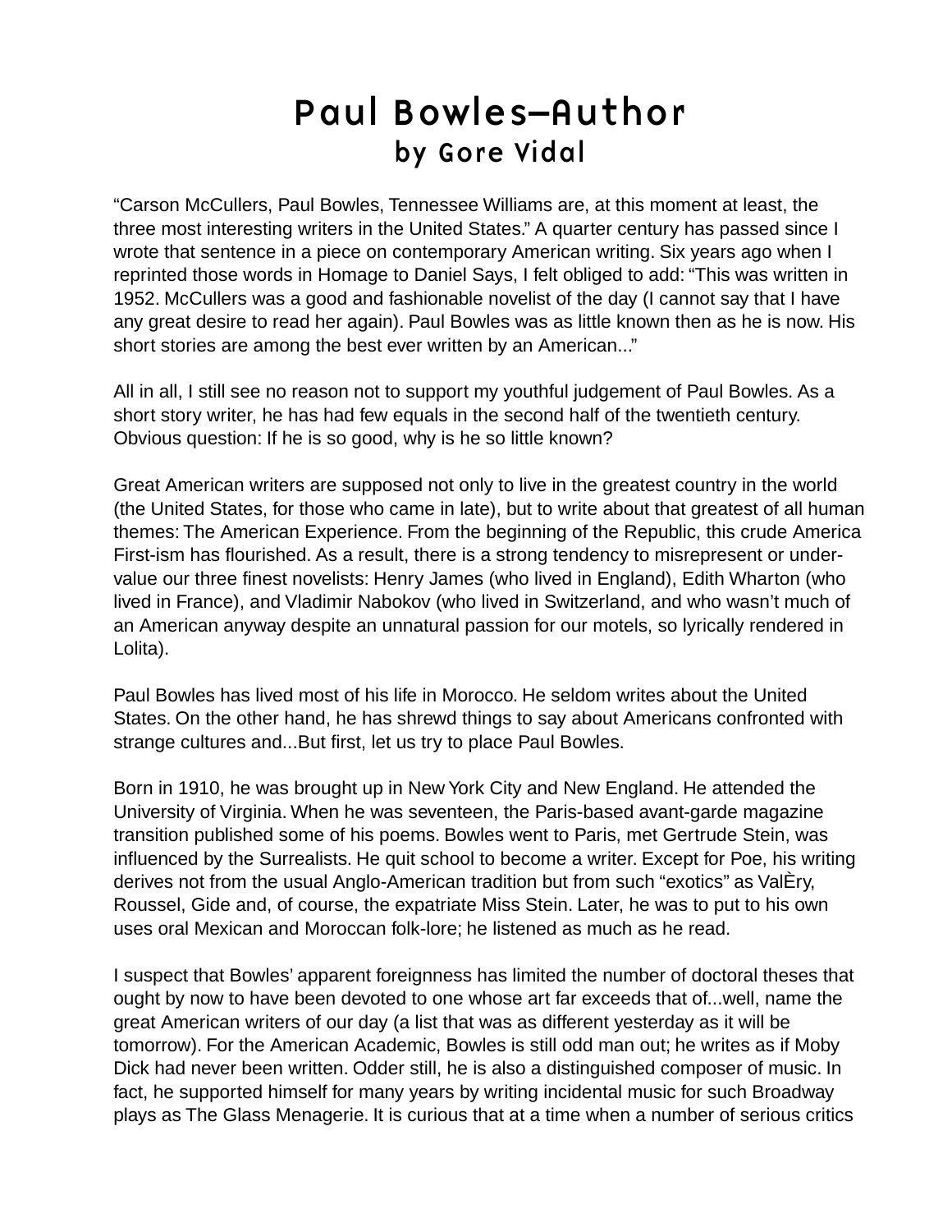# Paul Bowles—Author
## by Gore Vidal

"Carson McCullers, Paul Bowles, Tennessee Williams are, at this moment at least, the three most interesting writers in the United States." A quarter century has passed since I wrote that sentence in a piece on contemporary American writing. Six years ago when I reprinted those words in Homage to Daniel Says, I felt obliged to add: "This was written in 1952. McCullers was a good and fashionable novelist of the day (I cannot say that I have any great desire to read her again). Paul Bowles was as little known then as he is now. His short stories are among the best ever written by an American..."

All in all, I still see no reason not to support my youthful judgement of Paul Bowles. As a short story writer, he has had few equals in the second half of the twentieth century. Obvious question: If he is so good, why is he so little known?

Great American writers are supposed not only to live in the greatest country in the world (the United States, for those who came in late), but to write about that greatest of all human themes: The American Experience. From the beginning of the Republic, this crude America First-ism has flourished. As a result, there is a strong tendency to misrepresent or under-value our three finest novelists: Henry James (who lived in England), Edith Wharton (who lived in France), and Vladimir Nabokov (who lived in Switzerland, and who wasn't much of an American anyway despite an unnatural passion for our motels, so lyrically rendered in Lolita).

Paul Bowles has lived most of his life in Morocco. He seldom writes about the United States. On the other hand, he has shrewd things to say about Americans confronted with strange cultures and...But first, let us try to place Paul Bowles.

Born in 1910, he was brought up in New York City and New England. He attended the University of Virginia. When he was seventeen, the Paris-based avant-garde magazine transition published some of his poems. Bowles went to Paris, met Gertrude Stein, was influenced by the Surrealists. He quit school to become a writer. Except for Poe, his writing derives not from the usual Anglo-American tradition but from such "exotics" as ValÈry, Roussel, Gide and, of course, the expatriate Miss Stein. Later, he was to put to his own uses oral Mexican and Moroccan folk-lore; he listened as much as he read.

I suspect that Bowles' apparent foreignness has limited the number of doctoral theses that ought by now to have been devoted to one whose art far exceeds that of...well, name the great American writers of our day (a list that was as different yesterday as it will be tomorrow). For the American Academic, Bowles is still odd man out; he writes as if Moby Dick had never been written. Odder still, he is also a distinguished composer of music. In fact, he supported himself for many years by writing incidental music for such Broadway plays as The Glass Menagerie. It is curious that at a time when a number of serious critics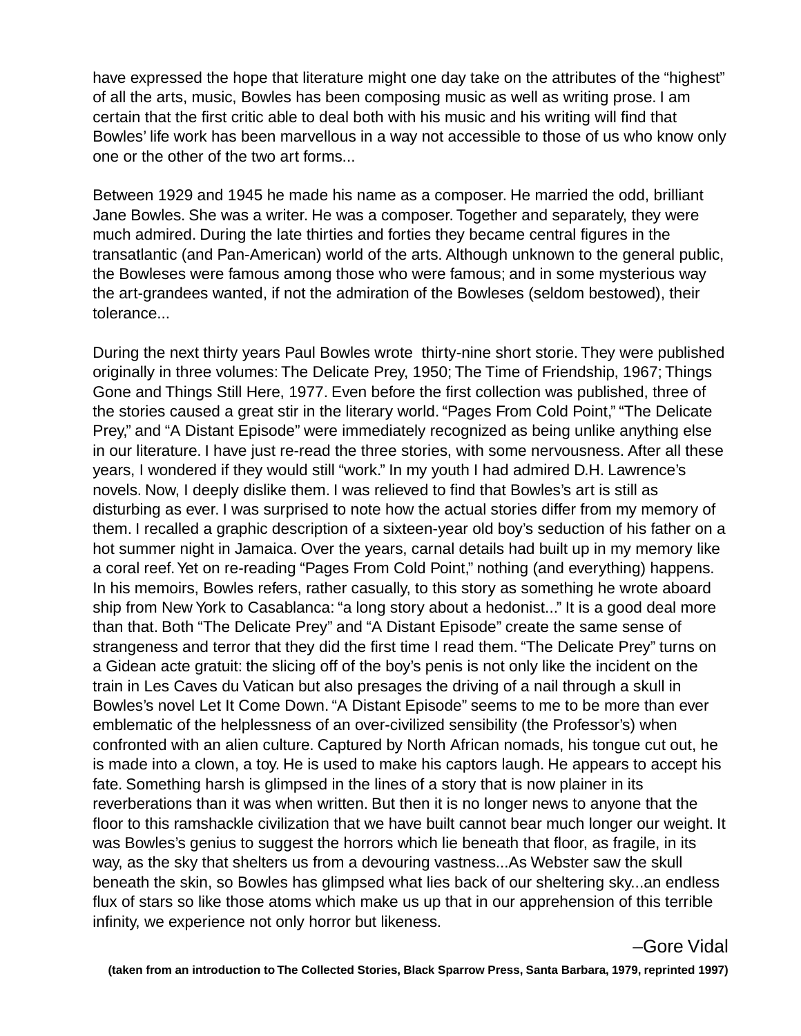have expressed the hope that literature might one day take on the attributes of the “highest” of all the arts, music, Bowles has been composing music as well as writing prose. I am certain that the first critic able to deal both with his music and his writing will find that Bowles’ life work has been marvellous in a way not accessible to those of us who know only one or the other of the two art forms...

Between 1929 and 1945 he made his name as a composer. He married the odd, brilliant Jane Bowles. She was a writer. He was a composer. Together and separately, they were much admired. During the late thirties and forties they became central figures in the transatlantic (and Pan-American) world of the arts. Although unknown to the general public, the Bowleses were famous among those who were famous; and in some mysterious way the art-grandees wanted, if not the admiration of the Bowleses (seldom bestowed), their tolerance...

During the next thirty years Paul Bowles wrote thirty-nine short storie. They were published originally in three volumes: The Delicate Prey, 1950; The Time of Friendship, 1967; Things Gone and Things Still Here, 1977. Even before the first collection was published, three of the stories caused a great stir in the literary world. “Pages From Cold Point,” “The Delicate Prey,” and “A Distant Episode” were immediately recognized as being unlike anything else in our literature. I have just re-read the three stories, with some nervousness. After all these years, I wondered if they would still “work.” In my youth I had admired D.H. Lawrence’s novels. Now, I deeply dislike them. I was relieved to find that Bowles’s art is still as disturbing as ever. I was surprised to note how the actual stories differ from my memory of them. I recalled a graphic description of a sixteen-year old boy’s seduction of his father on a hot summer night in Jamaica. Over the years, carnal details had built up in my memory like a coral reef. Yet on re-reading “Pages From Cold Point,” nothing (and everything) happens. In his memoirs, Bowles refers, rather casually, to this story as something he wrote aboard ship from New York to Casablanca: “a long story about a hedonist...” It is a good deal more than that. Both “The Delicate Prey” and “A Distant Episode” create the same sense of strangeness and terror that they did the first time I read them. “The Delicate Prey” turns on a Gidean acte gratuit: the slicing off of the boy’s penis is not only like the incident on the train in Les Caves du Vatican but also presages the driving of a nail through a skull in Bowles’s novel Let It Come Down. “A Distant Episode” seems to me to be more than ever emblematic of the helplessness of an over-civilized sensibility (the Professor’s) when confronted with an alien culture. Captured by North African nomads, his tongue cut out, he is made into a clown, a toy. He is used to make his captors laugh. He appears to accept his fate. Something harsh is glimpsed in the lines of a story that is now plainer in its reverberations than it was when written. But then it is no longer news to anyone that the floor to this ramshackle civilization that we have built cannot bear much longer our weight. It was Bowles’s genius to suggest the horrors which lie beneath that floor, as fragile, in its way, as the sky that shelters us from a devouring vastness...As Webster saw the skull beneath the skin, so Bowles has glimpsed what lies back of our sheltering sky...an endless flux of stars so like those atoms which make us up that in our apprehension of this terrible infinity, we experience not only horror but likeness.

–Gore Vidal

**(taken from an introduction to The Collected Stories, Black Sparrow Press, Santa Barbara, 1979, reprinted 1997)**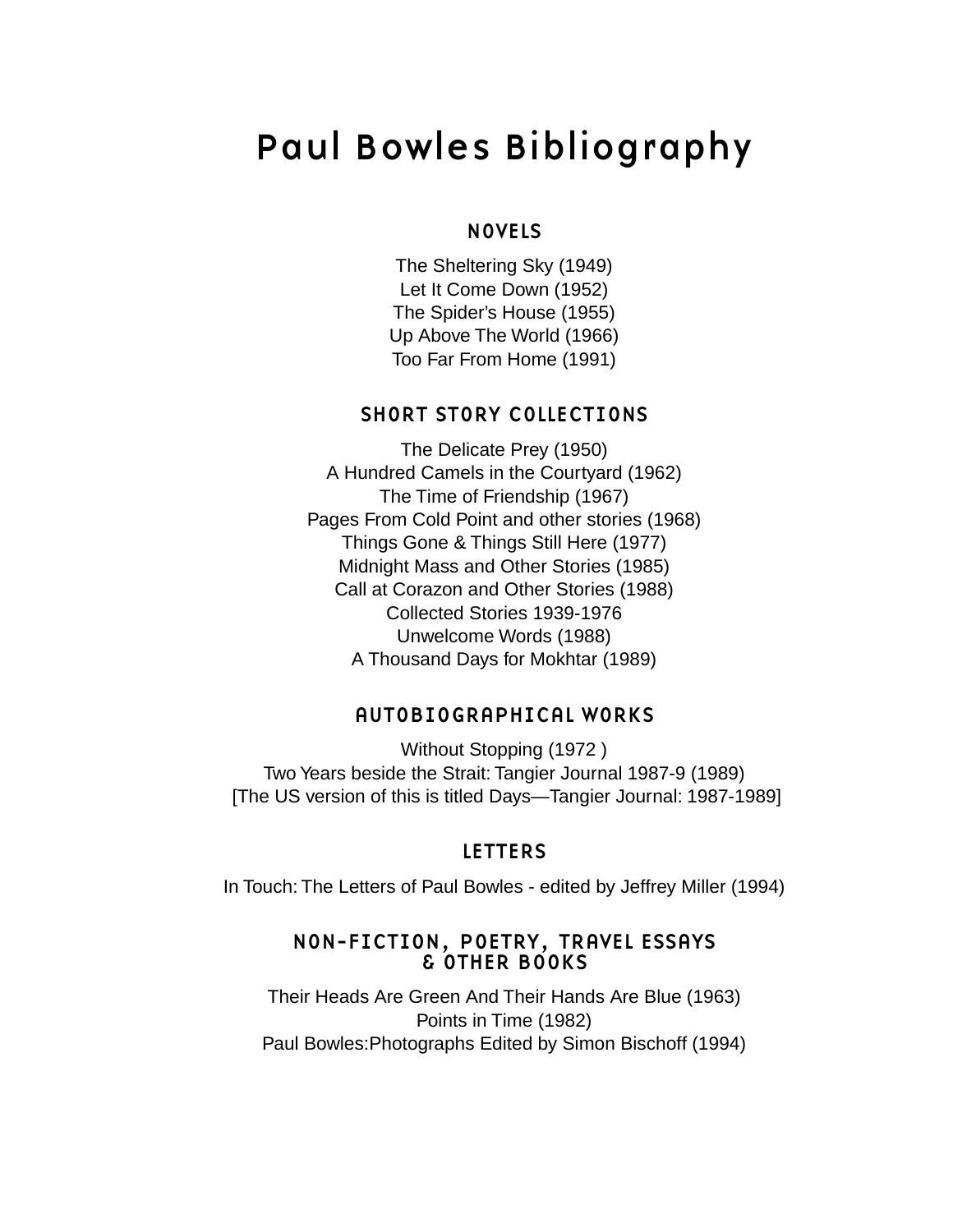# Paul Bowles Bibliography

## NOVELS

The Sheltering Sky (1949)
Let It Come Down (1952)
The Spider's House (1955)
Up Above The World (1966)
Too Far From Home (1991)

## SHORT STORY COLLECTIONS

The Delicate Prey (1950)
A Hundred Camels in the Courtyard (1962)
The Time of Friendship (1967)
Pages From Cold Point and other stories (1968)
Things Gone & Things Still Here (1977)
Midnight Mass and Other Stories (1985)
Call at Corazon and Other Stories (1988)
Collected Stories 1939-1976
Unwelcome Words (1988)
A Thousand Days for Mokhtar (1989)

## AUTOBIOGRAPHICAL WORKS

Without Stopping (1972 )
Two Years beside the Strait: Tangier Journal 1987-9 (1989)
[The US version of this is titled Days—Tangier Journal: 1987-1989]

## LETTERS

In Touch: The Letters of Paul Bowles - edited by Jeffrey Miller (1994)

## NON-FICTION, POETRY, TRAVEL ESSAYS & OTHER BOOKS

Their Heads Are Green And Their Hands Are Blue (1963)
Points in Time (1982)
Paul Bowles:Photographs Edited by Simon Bischoff (1994)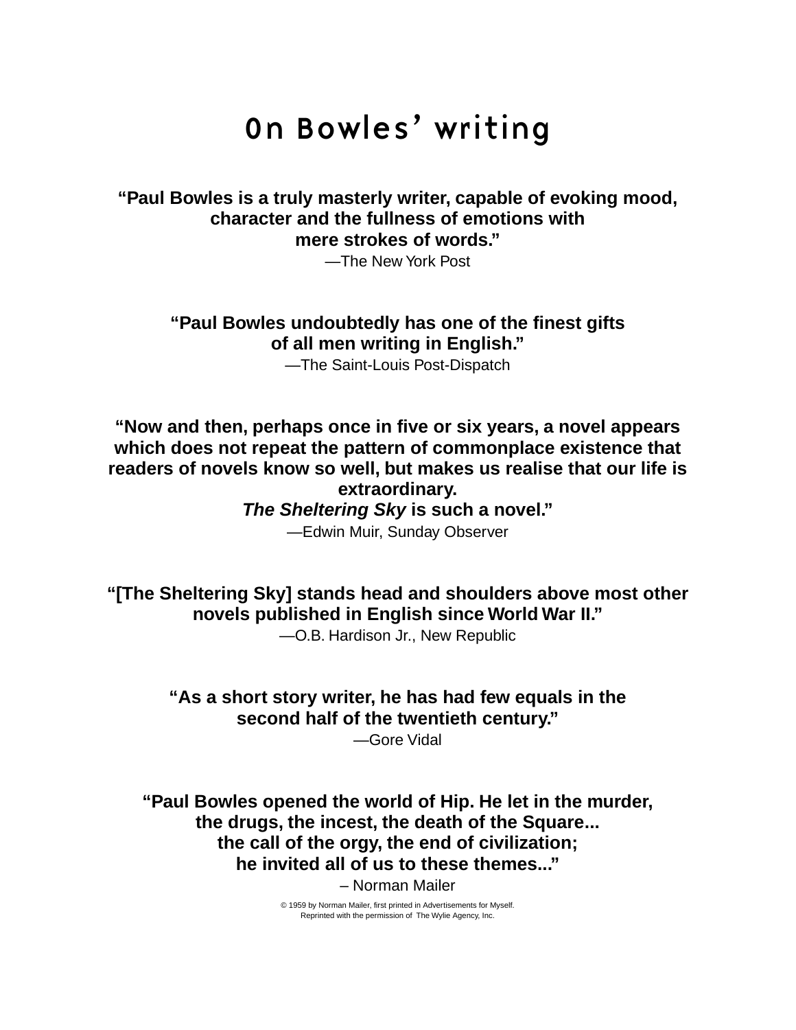# On Bowles' writing

**"Paul Bowles is a truly masterly writer, capable of evoking mood, character and the fullness of emotions with mere strokes of words."**

—The New York Post

**"Paul Bowles undoubtedly has one of the finest gifts of all men writing in English."**

—The Saint-Louis Post-Dispatch

**"Now and then, perhaps once in five or six years, a novel appears which does not repeat the pattern of commonplace existence that readers of novels know so well, but makes us realise that our life is extraordinary.**
***The Sheltering Sky* is such a novel."**

—Edwin Muir, Sunday Observer

**"[The Sheltering Sky] stands head and shoulders above most other novels published in English since World War II."**

—O.B. Hardison Jr., New Republic

**"As a short story writer, he has had few equals in the second half of the twentieth century."**

—Gore Vidal

**"Paul Bowles opened the world of Hip. He let in the murder, the drugs, the incest, the death of the Square... the call of the orgy, the end of civilization; he invited all of us to these themes..."**

– Norman Mailer

© 1959 by Norman Mailer, first printed in Advertisements for Myself.
Reprinted with the permission of The Wylie Agency, Inc.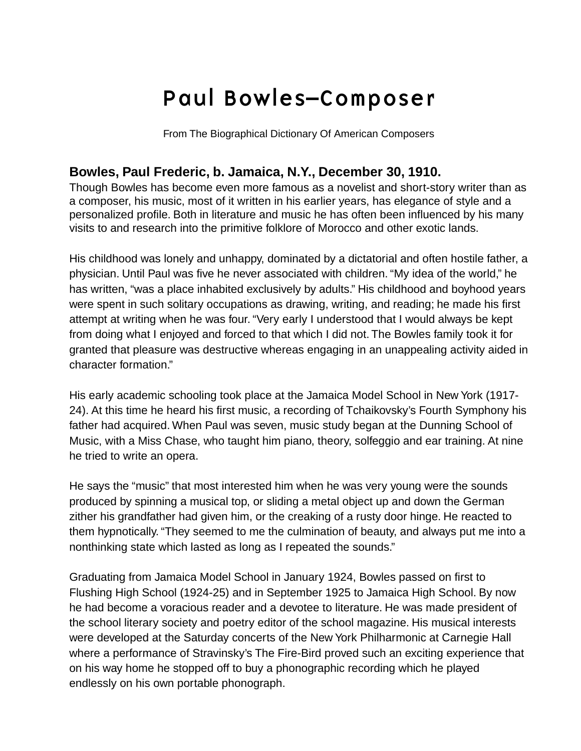# Paul Bowles—Composer

From The Biographical Dictionary Of American Composers

**Bowles, Paul Frederic, b. Jamaica, N.Y., December 30, 1910.**

Though Bowles has become even more famous as a novelist and short-story writer than as a composer, his music, most of it written in his earlier years, has elegance of style and a personalized profile. Both in literature and music he has often been influenced by his many visits to and research into the primitive folklore of Morocco and other exotic lands.

His childhood was lonely and unhappy, dominated by a dictatorial and often hostile father, a physician. Until Paul was five he never associated with children. "My idea of the world," he has written, "was a place inhabited exclusively by adults." His childhood and boyhood years were spent in such solitary occupations as drawing, writing, and reading; he made his first attempt at writing when he was four. "Very early I understood that I would always be kept from doing what I enjoyed and forced to that which I did not. The Bowles family took it for granted that pleasure was destructive whereas engaging in an unappealing activity aided in character formation."

His early academic schooling took place at the Jamaica Model School in New York (1917-24). At this time he heard his first music, a recording of Tchaikovsky's Fourth Symphony his father had acquired. When Paul was seven, music study began at the Dunning School of Music, with a Miss Chase, who taught him piano, theory, solfeggio and ear training. At nine he tried to write an opera.

He says the "music" that most interested him when he was very young were the sounds produced by spinning a musical top, or sliding a metal object up and down the German zither his grandfather had given him, or the creaking of a rusty door hinge. He reacted to them hypnotically. "They seemed to me the culmination of beauty, and always put me into a nonthinking state which lasted as long as I repeated the sounds."

Graduating from Jamaica Model School in January 1924, Bowles passed on first to Flushing High School (1924-25) and in September 1925 to Jamaica High School. By now he had become a voracious reader and a devotee to literature. He was made president of the school literary society and poetry editor of the school magazine. His musical interests were developed at the Saturday concerts of the New York Philharmonic at Carnegie Hall where a performance of Stravinsky's The Fire-Bird proved such an exciting experience that on his way home he stopped off to buy a phonographic recording which he played endlessly on his own portable phonograph.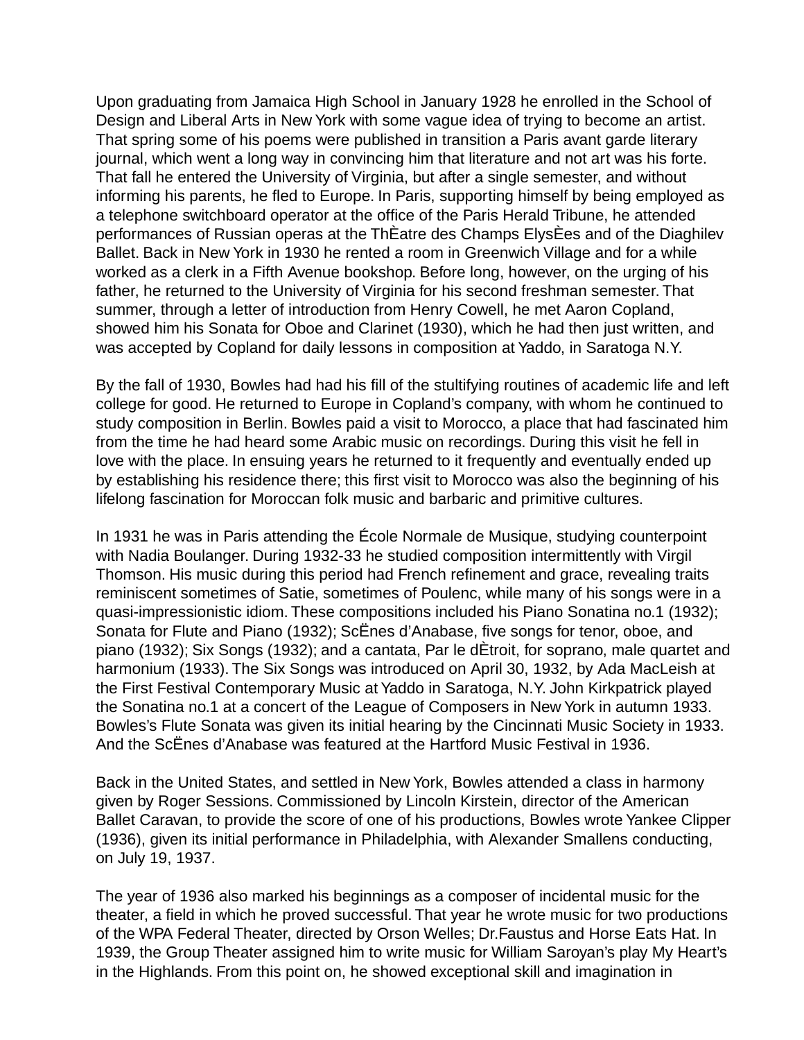Upon graduating from Jamaica High School in January 1928 he enrolled in the School of Design and Liberal Arts in New York with some vague idea of trying to become an artist. That spring some of his poems were published in transition a Paris avant garde literary journal, which went a long way in convincing him that literature and not art was his forte. That fall he entered the University of Virginia, but after a single semester, and without informing his parents, he fled to Europe. In Paris, supporting himself by being employed as a telephone switchboard operator at the office of the Paris Herald Tribune, he attended performances of Russian operas at the ThÈatre des Champs ElysÈes and of the Diaghilev Ballet. Back in New York in 1930 he rented a room in Greenwich Village and for a while worked as a clerk in a Fifth Avenue bookshop. Before long, however, on the urging of his father, he returned to the University of Virginia for his second freshman semester. That summer, through a letter of introduction from Henry Cowell, he met Aaron Copland, showed him his Sonata for Oboe and Clarinet (1930), which he had then just written, and was accepted by Copland for daily lessons in composition at Yaddo, in Saratoga N.Y.

By the fall of 1930, Bowles had had his fill of the stultifying routines of academic life and left college for good. He returned to Europe in Copland's company, with whom he continued to study composition in Berlin. Bowles paid a visit to Morocco, a place that had fascinated him from the time he had heard some Arabic music on recordings. During this visit he fell in love with the place. In ensuing years he returned to it frequently and eventually ended up by establishing his residence there; this first visit to Morocco was also the beginning of his lifelong fascination for Moroccan folk music and barbaric and primitive cultures.

In 1931 he was in Paris attending the École Normale de Musique, studying counterpoint with Nadia Boulanger. During 1932-33 he studied composition intermittently with Virgil Thomson. His music during this period had French refinement and grace, revealing traits reminiscent sometimes of Satie, sometimes of Poulenc, while many of his songs were in a quasi-impressionistic idiom. These compositions included his Piano Sonatina no.1 (1932); Sonata for Flute and Piano (1932); ScËnes d'Anabase, five songs for tenor, oboe, and piano (1932); Six Songs (1932); and a cantata, Par le dÈtroit, for soprano, male quartet and harmonium (1933). The Six Songs was introduced on April 30, 1932, by Ada MacLeish at the First Festival Contemporary Music at Yaddo in Saratoga, N.Y. John Kirkpatrick played the Sonatina no.1 at a concert of the League of Composers in New York in autumn 1933. Bowles's Flute Sonata was given its initial hearing by the Cincinnati Music Society in 1933. And the ScËnes d'Anabase was featured at the Hartford Music Festival in 1936.

Back in the United States, and settled in New York, Bowles attended a class in harmony given by Roger Sessions. Commissioned by Lincoln Kirstein, director of the American Ballet Caravan, to provide the score of one of his productions, Bowles wrote Yankee Clipper (1936), given its initial performance in Philadelphia, with Alexander Smallens conducting, on July 19, 1937.

The year of 1936 also marked his beginnings as a composer of incidental music for the theater, a field in which he proved successful. That year he wrote music for two productions of the WPA Federal Theater, directed by Orson Welles; Dr.Faustus and Horse Eats Hat. In 1939, the Group Theater assigned him to write music for William Saroyan's play My Heart's in the Highlands. From this point on, he showed exceptional skill and imagination in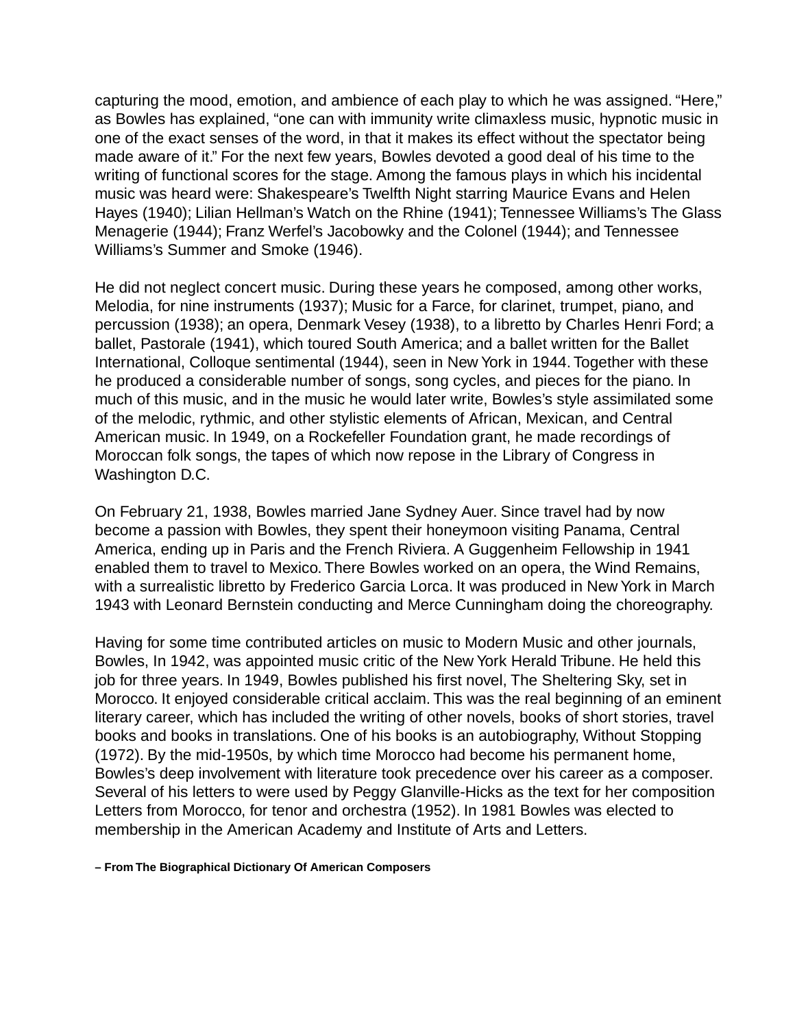capturing the mood, emotion, and ambience of each play to which he was assigned. "Here," as Bowles has explained, "one can with immunity write climaxless music, hypnotic music in one of the exact senses of the word, in that it makes its effect without the spectator being made aware of it." For the next few years, Bowles devoted a good deal of his time to the writing of functional scores for the stage. Among the famous plays in which his incidental music was heard were: Shakespeare's Twelfth Night starring Maurice Evans and Helen Hayes (1940); Lilian Hellman's Watch on the Rhine (1941); Tennessee Williams's The Glass Menagerie (1944); Franz Werfel's Jacobowky and the Colonel (1944); and Tennessee Williams's Summer and Smoke (1946).

He did not neglect concert music. During these years he composed, among other works, Melodia, for nine instruments (1937); Music for a Farce, for clarinet, trumpet, piano, and percussion (1938); an opera, Denmark Vesey (1938), to a libretto by Charles Henri Ford; a ballet, Pastorale (1941), which toured South America; and a ballet written for the Ballet International, Colloque sentimental (1944), seen in New York in 1944. Together with these he produced a considerable number of songs, song cycles, and pieces for the piano. In much of this music, and in the music he would later write, Bowles's style assimilated some of the melodic, rythmic, and other stylistic elements of African, Mexican, and Central American music. In 1949, on a Rockefeller Foundation grant, he made recordings of Moroccan folk songs, the tapes of which now repose in the Library of Congress in Washington D.C.

On February 21, 1938, Bowles married Jane Sydney Auer. Since travel had by now become a passion with Bowles, they spent their honeymoon visiting Panama, Central America, ending up in Paris and the French Riviera. A Guggenheim Fellowship in 1941 enabled them to travel to Mexico. There Bowles worked on an opera, the Wind Remains, with a surrealistic libretto by Frederico Garcia Lorca. It was produced in New York in March 1943 with Leonard Bernstein conducting and Merce Cunningham doing the choreography.

Having for some time contributed articles on music to Modern Music and other journals, Bowles, In 1942, was appointed music critic of the New York Herald Tribune. He held this job for three years. In 1949, Bowles published his first novel, The Sheltering Sky, set in Morocco. It enjoyed considerable critical acclaim. This was the real beginning of an eminent literary career, which has included the writing of other novels, books of short stories, travel books and books in translations. One of his books is an autobiography, Without Stopping (1972). By the mid-1950s, by which time Morocco had become his permanent home, Bowles's deep involvement with literature took precedence over his career as a composer. Several of his letters to were used by Peggy Glanville-Hicks as the text for her composition Letters from Morocco, for tenor and orchestra (1952). In 1981 Bowles was elected to membership in the American Academy and Institute of Arts and Letters.

**– From The Biographical Dictionary Of American Composers**